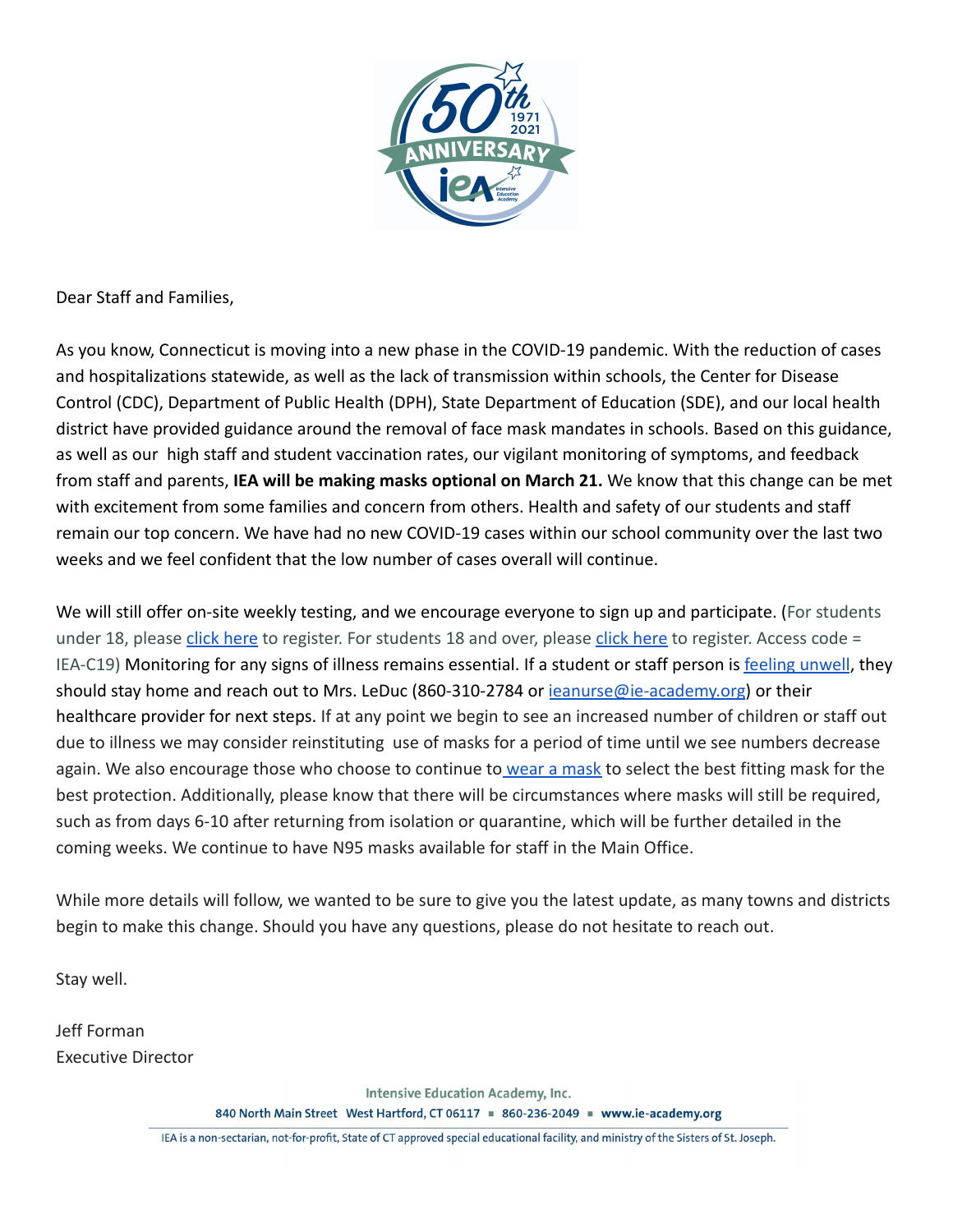Dear Staff and Families,

As you know, Connecticut is moving into a new phase in the COVID-19 pandemic. With the reduction of cases and hospitalizations statewide, as well as the lack of transmission within schools, the Center for Disease Control (CDC), Department of Public Health (DPH), State Department of Education (SDE), and our local health district have provided guidance around the removal of face mask mandates in schools. Based on this guidance, as well as our high staff and student vaccination rates, our vigilant monitoring of symptoms, and feedback from staff and parents, **IEA will be making masks optional on March 21.** We know that this change can be met with excitement from some families and concern from others. Health and safety of our students and staff remain our top concern. We have had no new COVID-19 cases within our school community over the last two weeks and we feel confident that the low number of cases overall will continue.

We will still offer on-site weekly testing, and we encourage everyone to sign up and participate. (For students under 18, please click here to register. For students 18 and over, please click here to register. Access code = IEA-C19) Monitoring for any signs of illness remains essential. If a student or staff person is feeling unwell, they should stay home and reach out to Mrs. LeDuc (860-310-2784 or ieanurse@ie-academy.org) or their healthcare provider for next steps. If at any point we begin to see an increased number of children or staff out due to illness we may consider reinstituting use of masks for a period of time until we see numbers decrease again. We also encourage those who choose to continue to wear a mask to select the best fitting mask for the best protection. Additionally, please know that there will be circumstances where masks will still be required, such as from days 6-10 after returning from isolation or quarantine, which will be further detailed in the coming weeks. We continue to have N95 masks available for staff in the Main Office.

While more details will follow, we wanted to be sure to give you the latest update, as many towns and districts begin to make this change. Should you have any questions, please do not hesitate to reach out.

Stay well.

Jeff Forman
Executive Director

Intensive Education Academy, Inc.
840 North Main Street West Hartford, CT 06117 ▪ 860-236-2049 ▪ www.ie-academy.org

IEA is a non-sectarian, not-for-profit, State of CT approved special educational facility, and ministry of the Sisters of St. Joseph.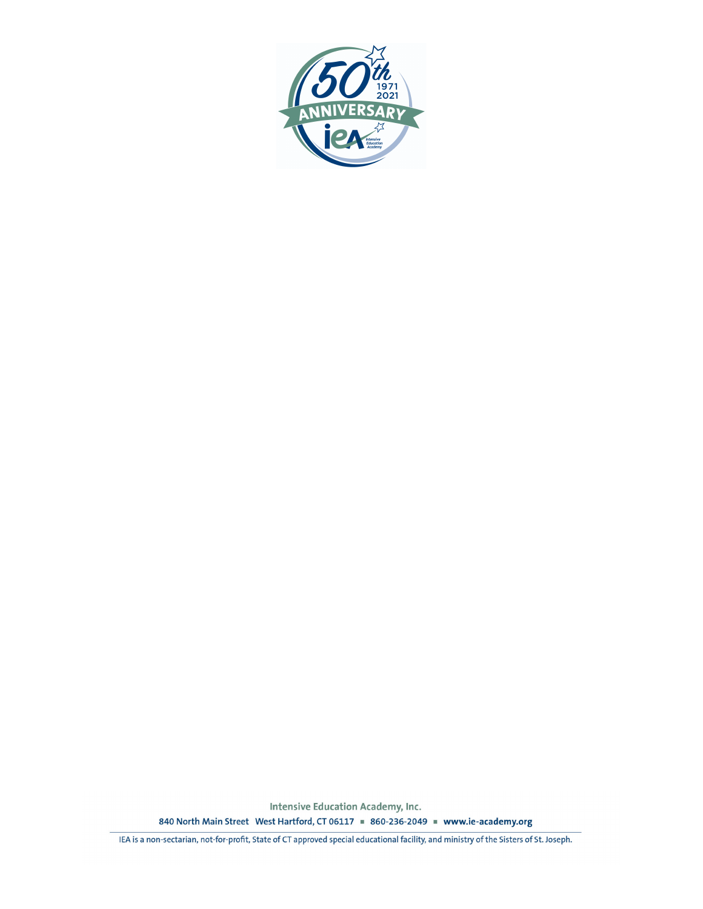Intensive Education Academy, Inc.

840 North Main Street West Hartford, CT 06117 ▪ 860-236-2049 ▪ www.ie-academy.org

IEA is a non-sectarian, not-for-profit, State of CT approved special educational facility, and ministry of the Sisters of St. Joseph.